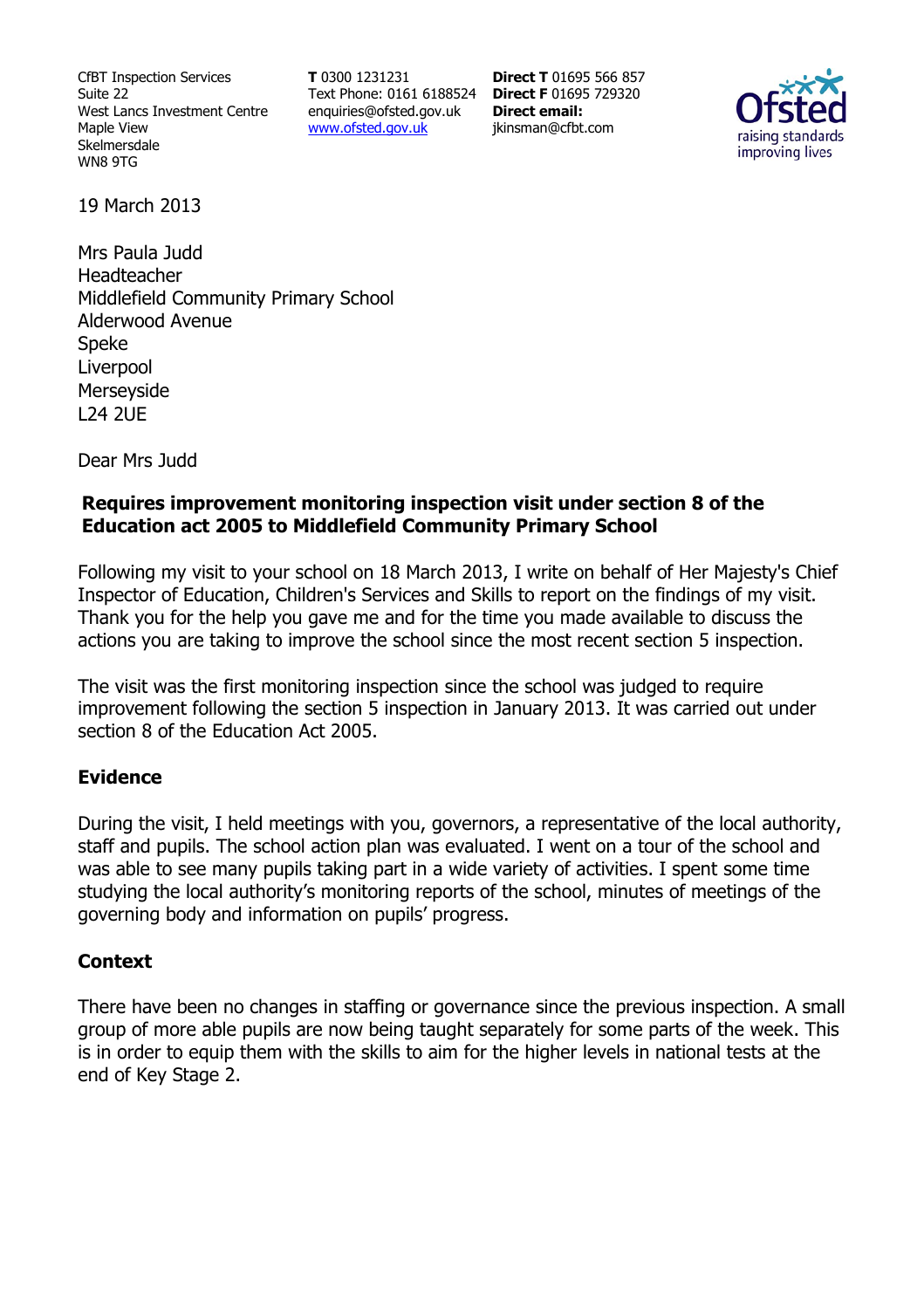CfBT Inspection Services
Suite 22
West Lancs Investment Centre
Maple View
Skelmersdale
WN8 9TG

**T** 0300 1231231
Text Phone: 0161 6188524
enquiries@ofsted.gov.uk
www.ofsted.gov.uk

**Direct T** 01695 566 857
**Direct F** 01695 729320
**Direct email:**
jkinsman@cfbt.com

Ofsted
raising standards
improving lives

19 March 2013

Mrs Paula Judd
Headteacher
Middlefield Community Primary School
Alderwood Avenue
Speke
Liverpool
Merseyside
L24 2UE

Dear Mrs Judd

**Requires improvement monitoring inspection visit under section 8 of the Education act 2005 to Middlefield Community Primary School**

Following my visit to your school on 18 March 2013, I write on behalf of Her Majesty's Chief Inspector of Education, Children's Services and Skills to report on the findings of my visit. Thank you for the help you gave me and for the time you made available to discuss the actions you are taking to improve the school since the most recent section 5 inspection.

The visit was the first monitoring inspection since the school was judged to require improvement following the section 5 inspection in January 2013. It was carried out under section 8 of the Education Act 2005.

## Evidence

During the visit, I held meetings with you, governors, a representative of the local authority, staff and pupils. The school action plan was evaluated. I went on a tour of the school and was able to see many pupils taking part in a wide variety of activities. I spent some time studying the local authority's monitoring reports of the school, minutes of meetings of the governing body and information on pupils' progress.

## Context

There have been no changes in staffing or governance since the previous inspection. A small group of more able pupils are now being taught separately for some parts of the week. This is in order to equip them with the skills to aim for the higher levels in national tests at the end of Key Stage 2.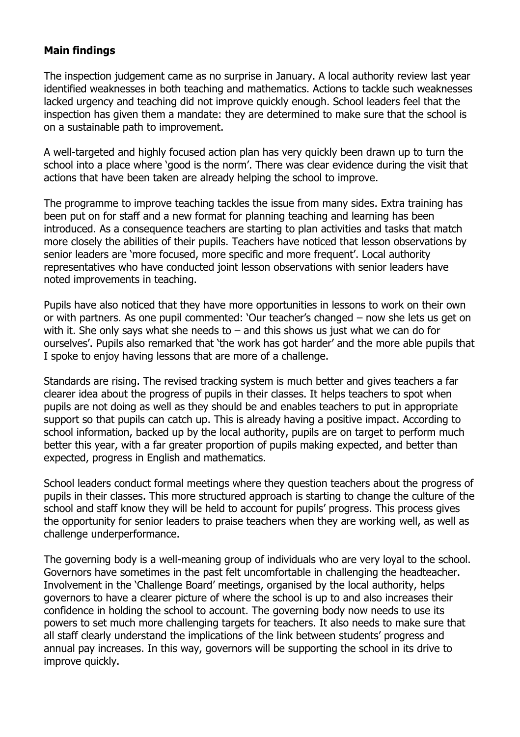**Main findings**

The inspection judgement came as no surprise in January. A local authority review last year identified weaknesses in both teaching and mathematics. Actions to tackle such weaknesses lacked urgency and teaching did not improve quickly enough. School leaders feel that the inspection has given them a mandate: they are determined to make sure that the school is on a sustainable path to improvement.

A well-targeted and highly focused action plan has very quickly been drawn up to turn the school into a place where 'good is the norm'. There was clear evidence during the visit that actions that have been taken are already helping the school to improve.

The programme to improve teaching tackles the issue from many sides. Extra training has been put on for staff and a new format for planning teaching and learning has been introduced. As a consequence teachers are starting to plan activities and tasks that match more closely the abilities of their pupils. Teachers have noticed that lesson observations by senior leaders are 'more focused, more specific and more frequent'. Local authority representatives who have conducted joint lesson observations with senior leaders have noted improvements in teaching.

Pupils have also noticed that they have more opportunities in lessons to work on their own or with partners. As one pupil commented: 'Our teacher's changed – now she lets us get on with it. She only says what she needs to – and this shows us just what we can do for ourselves'. Pupils also remarked that 'the work has got harder' and the more able pupils that I spoke to enjoy having lessons that are more of a challenge.

Standards are rising. The revised tracking system is much better and gives teachers a far clearer idea about the progress of pupils in their classes. It helps teachers to spot when pupils are not doing as well as they should be and enables teachers to put in appropriate support so that pupils can catch up. This is already having a positive impact. According to school information, backed up by the local authority, pupils are on target to perform much better this year, with a far greater proportion of pupils making expected, and better than expected, progress in English and mathematics.

School leaders conduct formal meetings where they question teachers about the progress of pupils in their classes. This more structured approach is starting to change the culture of the school and staff know they will be held to account for pupils' progress. This process gives the opportunity for senior leaders to praise teachers when they are working well, as well as challenge underperformance.

The governing body is a well-meaning group of individuals who are very loyal to the school. Governors have sometimes in the past felt uncomfortable in challenging the headteacher. Involvement in the 'Challenge Board' meetings, organised by the local authority, helps governors to have a clearer picture of where the school is up to and also increases their confidence in holding the school to account. The governing body now needs to use its powers to set much more challenging targets for teachers. It also needs to make sure that all staff clearly understand the implications of the link between students' progress and annual pay increases. In this way, governors will be supporting the school in its drive to improve quickly.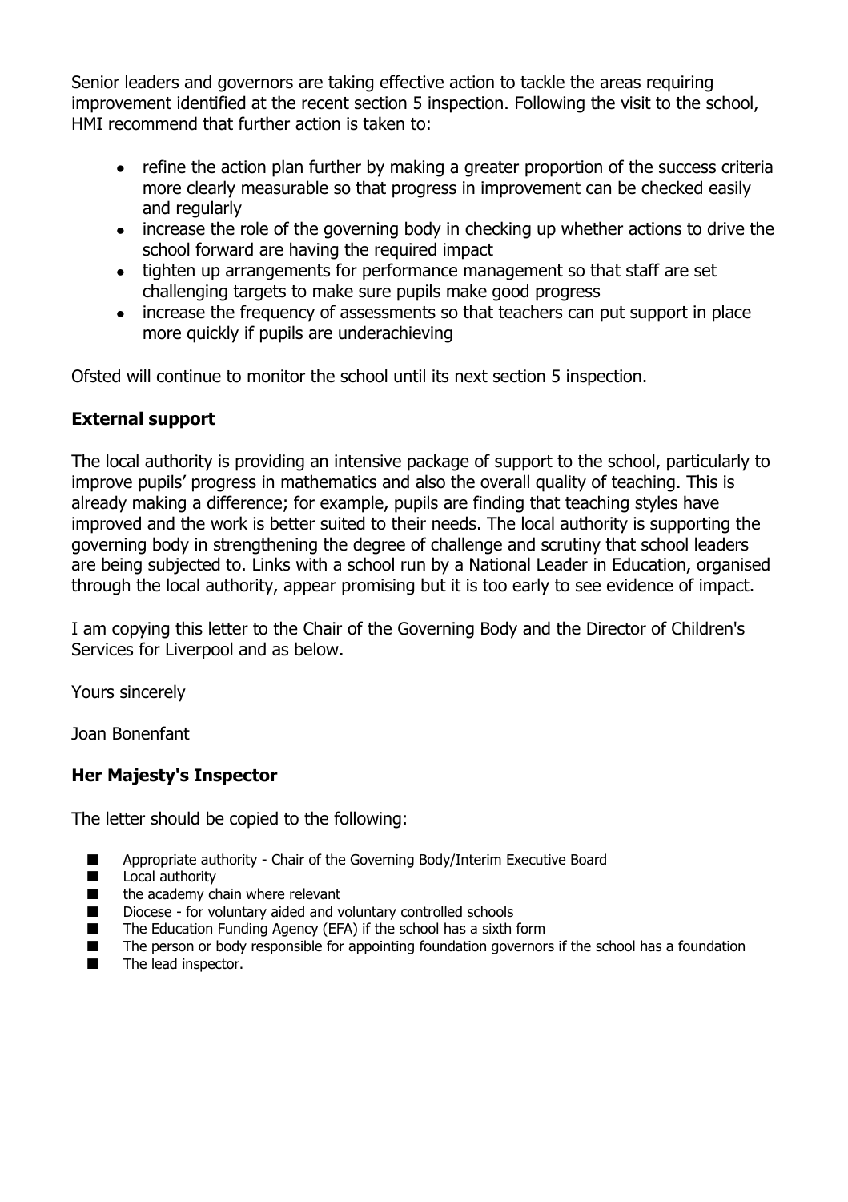Senior leaders and governors are taking effective action to tackle the areas requiring improvement identified at the recent section 5 inspection. Following the visit to the school, HMI recommend that further action is taken to:

- refine the action plan further by making a greater proportion of the success criteria more clearly measurable so that progress in improvement can be checked easily and regularly
- increase the role of the governing body in checking up whether actions to drive the school forward are having the required impact
- tighten up arrangements for performance management so that staff are set challenging targets to make sure pupils make good progress
- increase the frequency of assessments so that teachers can put support in place more quickly if pupils are underachieving

Ofsted will continue to monitor the school until its next section 5 inspection.

## External support

The local authority is providing an intensive package of support to the school, particularly to improve pupils' progress in mathematics and also the overall quality of teaching. This is already making a difference; for example, pupils are finding that teaching styles have improved and the work is better suited to their needs. The local authority is supporting the governing body in strengthening the degree of challenge and scrutiny that school leaders are being subjected to. Links with a school run by a National Leader in Education, organised through the local authority, appear promising but it is too early to see evidence of impact.

I am copying this letter to the Chair of the Governing Body and the Director of Children's Services for Liverpool and as below.

Yours sincerely

Joan Bonenfant

**Her Majesty's Inspector**

The letter should be copied to the following:

- Appropriate authority - Chair of the Governing Body/Interim Executive Board
- Local authority
- the academy chain where relevant
- Diocese - for voluntary aided and voluntary controlled schools
- The Education Funding Agency (EFA) if the school has a sixth form
- The person or body responsible for appointing foundation governors if the school has a foundation
- The lead inspector.